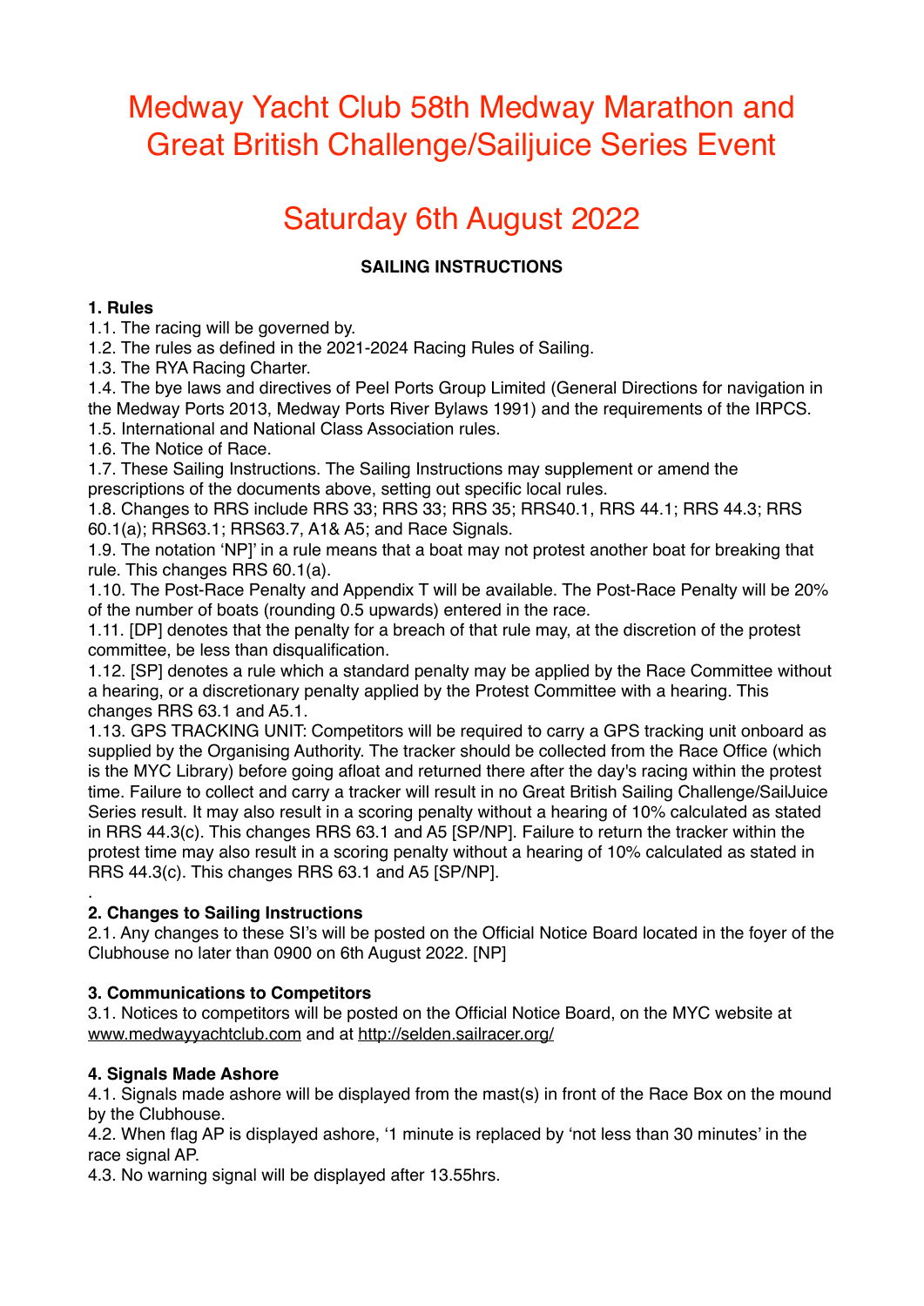# Medway Yacht Club 58th Medway Marathon and Great British Challenge/Sailjuice Series Event

# Saturday 6th August 2022

**SAILING INSTRUCTIONS**

**1. Rules**

1.1. The racing will be governed by.

1.2. The rules as defined in the 2021-2024 Racing Rules of Sailing.

1.3. The RYA Racing Charter.

1.4. The bye laws and directives of Peel Ports Group Limited (General Directions for navigation in the Medway Ports 2013, Medway Ports River Bylaws 1991) and the requirements of the IRPCS.

1.5. International and National Class Association rules.

1.6. The Notice of Race.

1.7. These Sailing Instructions. The Sailing Instructions may supplement or amend the prescriptions of the documents above, setting out specific local rules.

1.8. Changes to RRS include RRS 33; RRS 33; RRS 35; RRS40.1, RRS 44.1; RRS 44.3; RRS 60.1(a); RRS63.1; RRS63.7, A1& A5; and Race Signals.

1.9. The notation 'NP]' in a rule means that a boat may not protest another boat for breaking that rule. This changes RRS 60.1(a).

1.10. The Post-Race Penalty and Appendix T will be available. The Post-Race Penalty will be 20% of the number of boats (rounding 0.5 upwards) entered in the race.

1.11. [DP] denotes that the penalty for a breach of that rule may, at the discretion of the protest committee, be less than disqualification.

1.12. [SP] denotes a rule which a standard penalty may be applied by the Race Committee without a hearing, or a discretionary penalty applied by the Protest Committee with a hearing. This changes RRS 63.1 and A5.1.

1.13. GPS TRACKING UNIT: Competitors will be required to carry a GPS tracking unit onboard as supplied by the Organising Authority. The tracker should be collected from the Race Office (which is the MYC Library) before going afloat and returned there after the day's racing within the protest time. Failure to collect and carry a tracker will result in no Great British Sailing Challenge/SailJuice Series result. It may also result in a scoring penalty without a hearing of 10% calculated as stated in RRS 44.3(c). This changes RRS 63.1 and A5 [SP/NP]. Failure to return the tracker within the protest time may also result in a scoring penalty without a hearing of 10% calculated as stated in RRS 44.3(c). This changes RRS 63.1 and A5 [SP/NP].

.

**2. Changes to Sailing Instructions**

2.1. Any changes to these SI's will be posted on the Official Notice Board located in the foyer of the Clubhouse no later than 0900 on 6th August 2022. [NP]

**3. Communications to Competitors**

3.1. Notices to competitors will be posted on the Official Notice Board, on the MYC website at www.medwayyachtclub.com and at http://selden.sailracer.org/

**4. Signals Made Ashore**

4.1. Signals made ashore will be displayed from the mast(s) in front of the Race Box on the mound by the Clubhouse.

4.2. When flag AP is displayed ashore, '1 minute is replaced by 'not less than 30 minutes' in the race signal AP.

4.3. No warning signal will be displayed after 13.55hrs.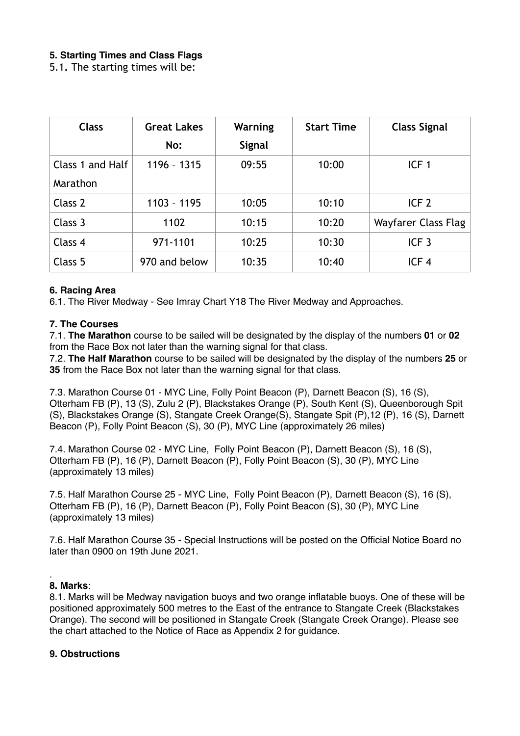**5. Starting Times and Class Flags**

5.1. The starting times will be:

| Class | Great Lakes No: | Warning Signal | Start Time | Class Signal |
| --- | --- | --- | --- | --- |
| Class 1 and Half Marathon | 1196 – 1315 | 09:55 | 10:00 | ICF 1 |
| Class 2 | 1103 – 1195 | 10:05 | 10:10 | ICF 2 |
| Class 3 | 1102 | 10:15 | 10:20 | Wayfarer Class Flag |
| Class 4 | 971-1101 | 10:25 | 10:30 | ICF 3 |
| Class 5 | 970 and below | 10:35 | 10:40 | ICF 4 |

**6. Racing Area**

6.1. The River Medway - See Imray Chart Y18 The River Medway and Approaches.

**7. The Courses**

7.1. **The Marathon** course to be sailed will be designated by the display of the numbers **01** or **02** from the Race Box not later than the warning signal for that class.

7.2. **The Half Marathon** course to be sailed will be designated by the display of the numbers **25** or **35** from the Race Box not later than the warning signal for that class.

7.3. Marathon Course 01 - MYC Line, Folly Point Beacon (P), Darnett Beacon (S), 16 (S), Otterham FB (P), 13 (S), Zulu 2 (P), Blackstakes Orange (P), South Kent (S), Queenborough Spit (S), Blackstakes Orange (S), Stangate Creek Orange(S), Stangate Spit (P),12 (P), 16 (S), Darnett Beacon (P), Folly Point Beacon (S), 30 (P), MYC Line (approximately 26 miles)

7.4. Marathon Course 02 - MYC Line, Folly Point Beacon (P), Darnett Beacon (S), 16 (S), Otterham FB (P), 16 (P), Darnett Beacon (P), Folly Point Beacon (S), 30 (P), MYC Line (approximately 13 miles)

7.5. Half Marathon Course 25 - MYC Line, Folly Point Beacon (P), Darnett Beacon (S), 16 (S), Otterham FB (P), 16 (P), Darnett Beacon (P), Folly Point Beacon (S), 30 (P), MYC Line (approximately 13 miles)

7.6. Half Marathon Course 35 - Special Instructions will be posted on the Official Notice Board no later than 0900 on 19th June 2021.

**8. Marks**:

8.1. Marks will be Medway navigation buoys and two orange inflatable buoys. One of these will be positioned approximately 500 metres to the East of the entrance to Stangate Creek (Blackstakes Orange). The second will be positioned in Stangate Creek (Stangate Creek Orange). Please see the chart attached to the Notice of Race as Appendix 2 for guidance.

**9. Obstructions**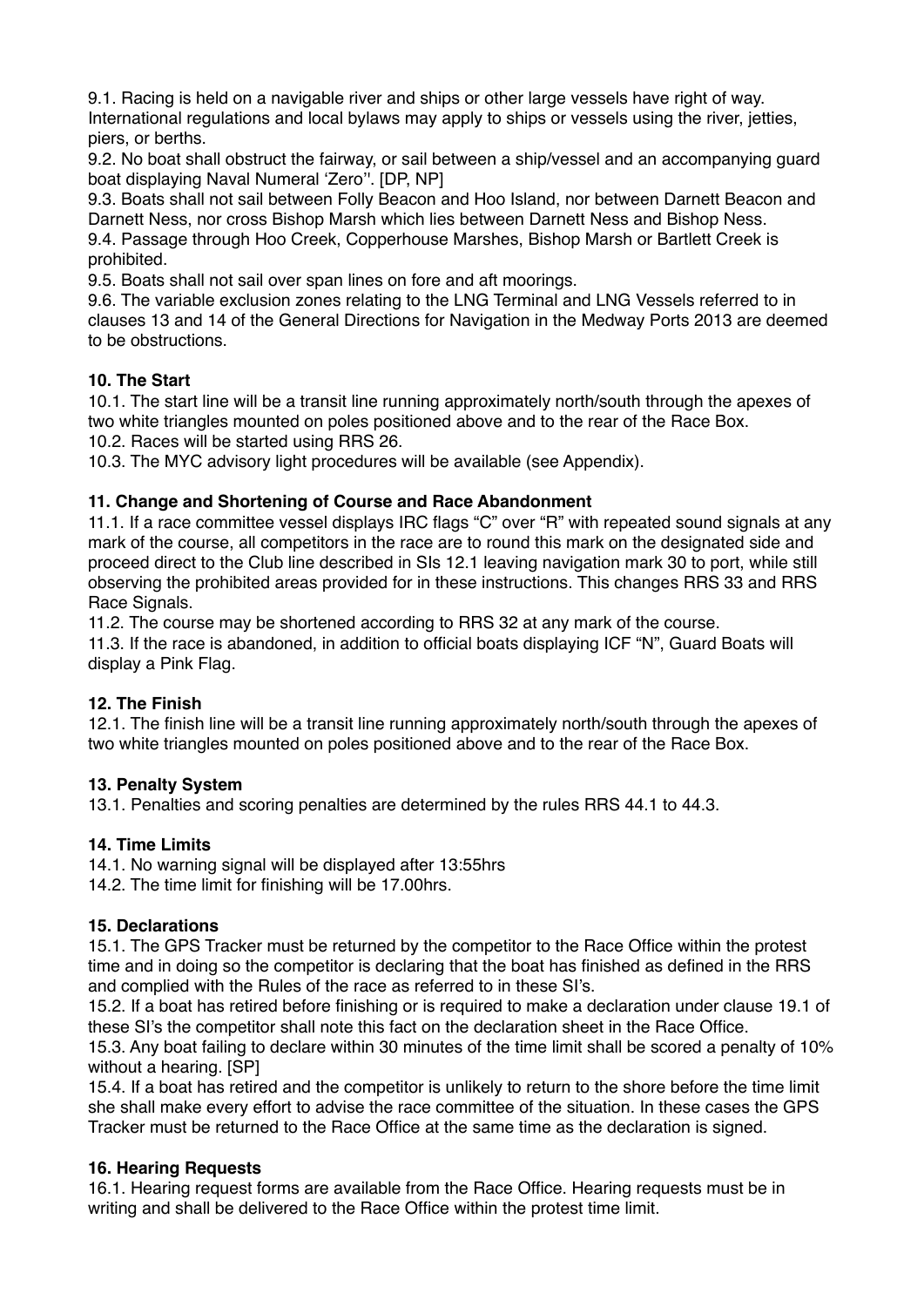9.1. Racing is held on a navigable river and ships or other large vessels have right of way. International regulations and local bylaws may apply to ships or vessels using the river, jetties, piers, or berths.

9.2. No boat shall obstruct the fairway, or sail between a ship/vessel and an accompanying guard boat displaying Naval Numeral 'Zero''. [DP, NP]

9.3. Boats shall not sail between Folly Beacon and Hoo Island, nor between Darnett Beacon and Darnett Ness, nor cross Bishop Marsh which lies between Darnett Ness and Bishop Ness.

9.4. Passage through Hoo Creek, Copperhouse Marshes, Bishop Marsh or Bartlett Creek is prohibited.

9.5. Boats shall not sail over span lines on fore and aft moorings.

9.6. The variable exclusion zones relating to the LNG Terminal and LNG Vessels referred to in clauses 13 and 14 of the General Directions for Navigation in the Medway Ports 2013 are deemed to be obstructions.

**10. The Start**

10.1. The start line will be a transit line running approximately north/south through the apexes of two white triangles mounted on poles positioned above and to the rear of the Race Box.

10.2. Races will be started using RRS 26.

10.3. The MYC advisory light procedures will be available (see Appendix).

**11. Change and Shortening of Course and Race Abandonment**

11.1. If a race committee vessel displays IRC flags "C" over "R" with repeated sound signals at any mark of the course, all competitors in the race are to round this mark on the designated side and proceed direct to the Club line described in SIs 12.1 leaving navigation mark 30 to port, while still observing the prohibited areas provided for in these instructions. This changes RRS 33 and RRS Race Signals.

11.2. The course may be shortened according to RRS 32 at any mark of the course.

11.3. If the race is abandoned, in addition to official boats displaying ICF "N", Guard Boats will display a Pink Flag.

**12. The Finish**

12.1. The finish line will be a transit line running approximately north/south through the apexes of two white triangles mounted on poles positioned above and to the rear of the Race Box.

**13. Penalty System**

13.1. Penalties and scoring penalties are determined by the rules RRS 44.1 to 44.3.

**14. Time Limits**

14.1. No warning signal will be displayed after 13:55hrs

14.2. The time limit for finishing will be 17.00hrs.

**15. Declarations**

15.1. The GPS Tracker must be returned by the competitor to the Race Office within the protest time and in doing so the competitor is declaring that the boat has finished as defined in the RRS and complied with the Rules of the race as referred to in these SI's.

15.2. If a boat has retired before finishing or is required to make a declaration under clause 19.1 of these SI's the competitor shall note this fact on the declaration sheet in the Race Office.

15.3. Any boat failing to declare within 30 minutes of the time limit shall be scored a penalty of 10% without a hearing. [SP]

15.4. If a boat has retired and the competitor is unlikely to return to the shore before the time limit she shall make every effort to advise the race committee of the situation. In these cases the GPS Tracker must be returned to the Race Office at the same time as the declaration is signed.

**16. Hearing Requests**

16.1. Hearing request forms are available from the Race Office. Hearing requests must be in writing and shall be delivered to the Race Office within the protest time limit.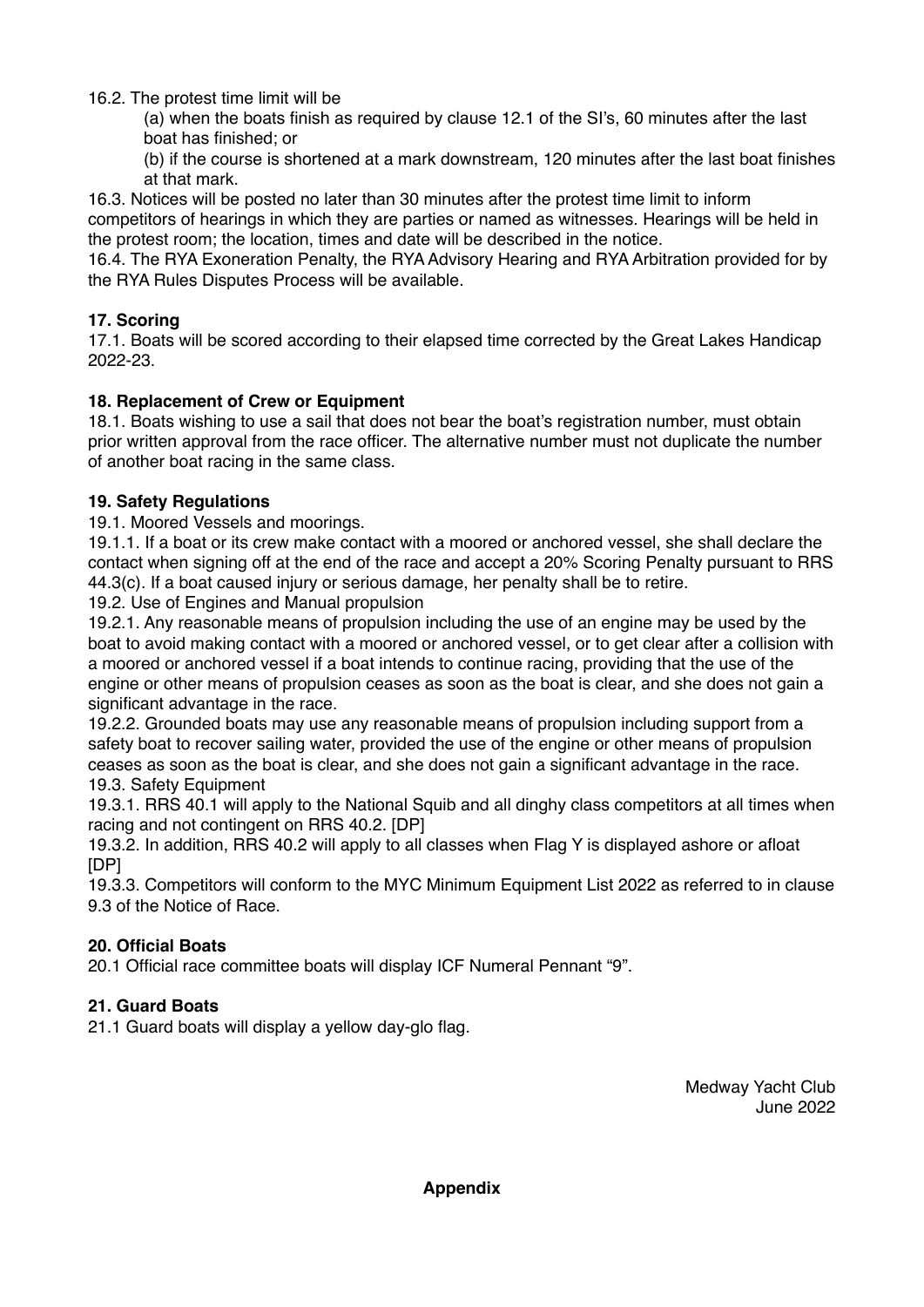16.2. The protest time limit will be

(a) when the boats finish as required by clause 12.1 of the SI's, 60 minutes after the last boat has finished; or

(b) if the course is shortened at a mark downstream, 120 minutes after the last boat finishes at that mark.

16.3. Notices will be posted no later than 30 minutes after the protest time limit to inform competitors of hearings in which they are parties or named as witnesses. Hearings will be held in the protest room; the location, times and date will be described in the notice.

16.4. The RYA Exoneration Penalty, the RYA Advisory Hearing and RYA Arbitration provided for by the RYA Rules Disputes Process will be available.

**17. Scoring**

17.1. Boats will be scored according to their elapsed time corrected by the Great Lakes Handicap 2022-23.

**18. Replacement of Crew or Equipment**

18.1. Boats wishing to use a sail that does not bear the boat's registration number, must obtain prior written approval from the race officer. The alternative number must not duplicate the number of another boat racing in the same class.

**19. Safety Regulations**

19.1. Moored Vessels and moorings.

19.1.1. If a boat or its crew make contact with a moored or anchored vessel, she shall declare the contact when signing off at the end of the race and accept a 20% Scoring Penalty pursuant to RRS 44.3(c). If a boat caused injury or serious damage, her penalty shall be to retire.

19.2. Use of Engines and Manual propulsion

19.2.1. Any reasonable means of propulsion including the use of an engine may be used by the boat to avoid making contact with a moored or anchored vessel, or to get clear after a collision with a moored or anchored vessel if a boat intends to continue racing, providing that the use of the engine or other means of propulsion ceases as soon as the boat is clear, and she does not gain a significant advantage in the race.

19.2.2. Grounded boats may use any reasonable means of propulsion including support from a safety boat to recover sailing water, provided the use of the engine or other means of propulsion ceases as soon as the boat is clear, and she does not gain a significant advantage in the race.

19.3. Safety Equipment

19.3.1. RRS 40.1 will apply to the National Squib and all dinghy class competitors at all times when racing and not contingent on RRS 40.2. [DP]

19.3.2. In addition, RRS 40.2 will apply to all classes when Flag Y is displayed ashore or afloat [DP]

19.3.3. Competitors will conform to the MYC Minimum Equipment List 2022 as referred to in clause 9.3 of the Notice of Race.

**20. Official Boats**

20.1 Official race committee boats will display ICF Numeral Pennant "9".

**21. Guard Boats**

21.1 Guard boats will display a yellow day-glo flag.

Medway Yacht Club
June 2022

**Appendix**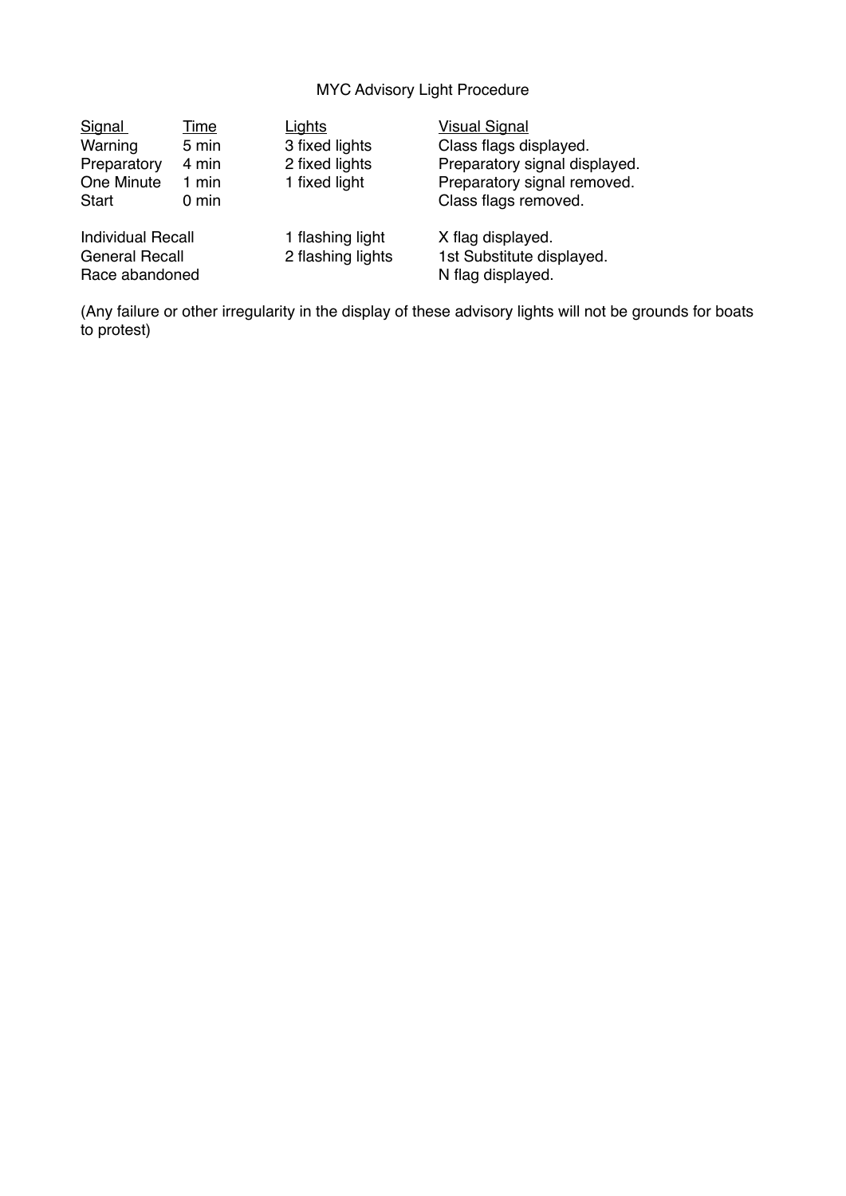# MYC Advisory Light Procedure

| Signal | Time | Lights | Visual Signal |
|---|---|---|---|
| Warning | 5 min | 3 fixed lights | Class flags displayed. |
| Preparatory | 4 min | 2 fixed lights | Preparatory signal displayed. |
| One Minute | 1 min | 1 fixed light | Preparatory signal removed. |
| Start | 0 min | | Class flags removed. |
| Individual Recall | | 1 flashing light | X flag displayed. |
| General Recall | | 2 flashing lights | 1st Substitute displayed. |
| Race abandoned | | | N flag displayed. |

(Any failure or other irregularity in the display of these advisory lights will not be grounds for boats to protest)